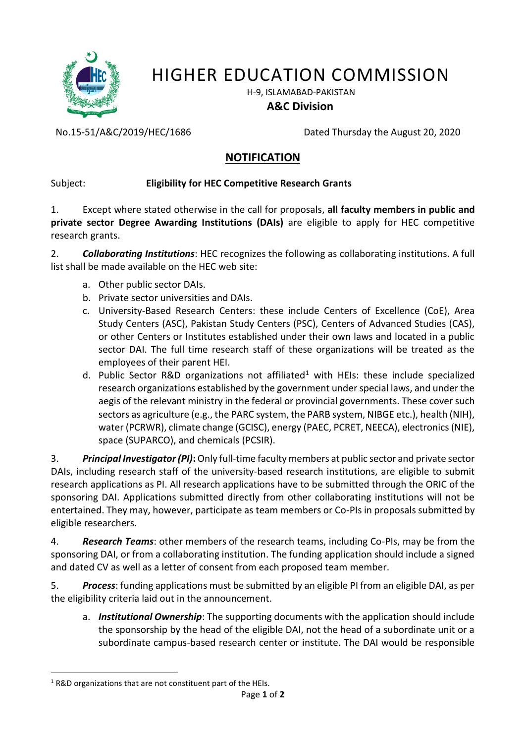# HIGHER EDUCATION COMMISSION

H-9, ISLAMABAD-PAKISTAN

**A&C Division**

No.15-51/A&C/2019/HEC/1686 Dated Thursday the August 20, 2020

## NOTIFICATION

Subject: **Eligibility for HEC Competitive Research Grants**

1. Except where stated otherwise in the call for proposals, **all faculty members in public and private sector Degree Awarding Institutions (DAIs)** are eligible to apply for HEC competitive research grants.

2. ***Collaborating Institutions***: HEC recognizes the following as collaborating institutions. A full list shall be made available on the HEC web site:

   a. Other public sector DAIs.
   b. Private sector universities and DAIs.
   c. University-Based Research Centers: these include Centers of Excellence (CoE), Area Study Centers (ASC), Pakistan Study Centers (PSC), Centers of Advanced Studies (CAS), or other Centers or Institutes established under their own laws and located in a public sector DAI. The full time research staff of these organizations will be treated as the employees of their parent HEI.
   d. Public Sector R&D organizations not affiliated[1] with HEIs: these include specialized research organizations established by the government under special laws, and under the aegis of the relevant ministry in the federal or provincial governments. These cover such sectors as agriculture (e.g., the PARC system, the PARB system, NIBGE etc.), health (NIH), water (PCRWR), climate change (GCISC), energy (PAEC, PCRET, NEECA), electronics (NIE), space (SUPARCO), and chemicals (PCSIR).

3. ***Principal Investigator (PI)*:** Only full-time faculty members at public sector and private sector DAIs, including research staff of the university-based research institutions, are eligible to submit research applications as PI. All research applications have to be submitted through the ORIC of the sponsoring DAI. Applications submitted directly from other collaborating institutions will not be entertained. They may, however, participate as team members or Co-PIs in proposals submitted by eligible researchers.

4. ***Research Teams***: other members of the research teams, including Co-PIs, may be from the sponsoring DAI, or from a collaborating institution. The funding application should include a signed and dated CV as well as a letter of consent from each proposed team member.

5. ***Process***: funding applications must be submitted by an eligible PI from an eligible DAI, as per the eligibility criteria laid out in the announcement.

   a. ***Institutional Ownership***: The supporting documents with the application should include the sponsorship by the head of the eligible DAI, not the head of a subordinate unit or a subordinate campus-based research center or institute. The DAI would be responsible

[1] R&D organizations that are not constituent part of the HEIs.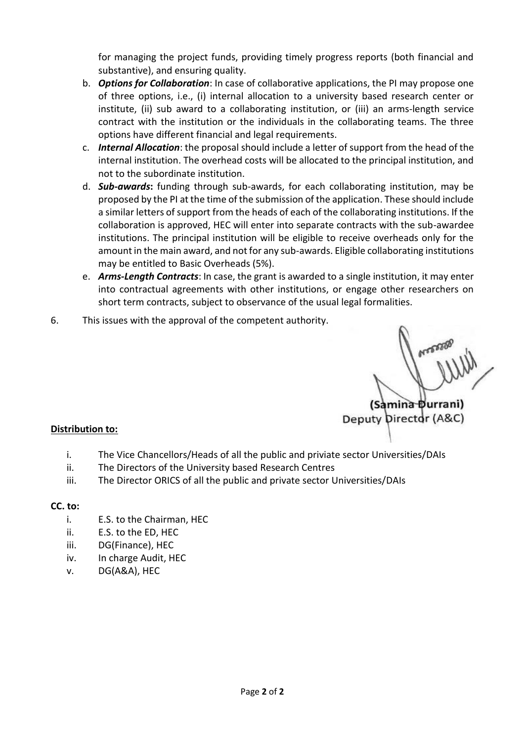for managing the project funds, providing timely progress reports (both financial and substantive), and ensuring quality.

b. ***Options for Collaboration***: In case of collaborative applications, the PI may propose one of three options, i.e., (i) internal allocation to a university based research center or institute, (ii) sub award to a collaborating institution, or (iii) an arms-length service contract with the institution or the individuals in the collaborating teams. The three options have different financial and legal requirements.

c. ***Internal Allocation***: the proposal should include a letter of support from the head of the internal institution. The overhead costs will be allocated to the principal institution, and not to the subordinate institution.

d. ***Sub-awards*****:** funding through sub-awards, for each collaborating institution, may be proposed by the PI at the time of the submission of the application. These should include a similar letters of support from the heads of each of the collaborating institutions. If the collaboration is approved, HEC will enter into separate contracts with the sub-awardee institutions. The principal institution will be eligible to receive overheads only for the amount in the main award, and not for any sub-awards. Eligible collaborating institutions may be entitled to Basic Overheads (5%).

e. ***Arms-Length Contracts***: In case, the grant is awarded to a single institution, it may enter into contractual agreements with other institutions, or engage other researchers on short term contracts, subject to observance of the usual legal formalities.

6. This issues with the approval of the competent authority.

**(Samina Durrani)**
Deputy Director (A&C)

**Distribution to:**

i. The Vice Chancellors/Heads of all the public and priviate sector Universities/DAIs
ii. The Directors of the University based Research Centres
iii. The Director ORICS of all the public and private sector Universities/DAIs

**CC. to:**

i. E.S. to the Chairman, HEC
ii. E.S. to the ED, HEC
iii. DG(Finance), HEC
iv. In charge Audit, HEC
v. DG(A&A), HEC